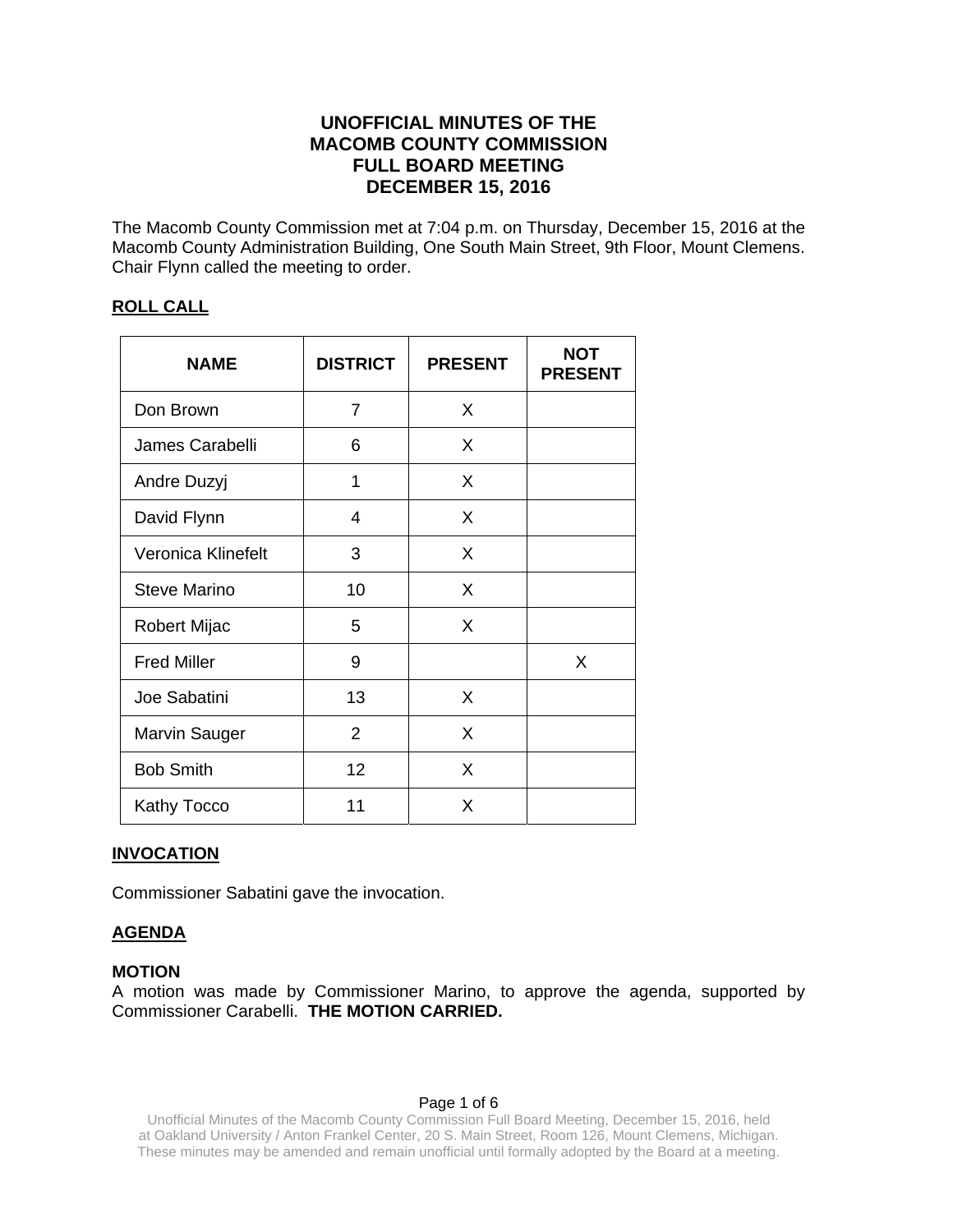# UNOFFICIAL MINUTES OF THE MACOMB COUNTY COMMISSION FULL BOARD MEETING DECEMBER 15, 2016

The Macomb County Commission met at 7:04 p.m. on Thursday, December 15, 2016 at the Macomb County Administration Building, One South Main Street, 9th Floor, Mount Clemens. Chair Flynn called the meeting to order.

## ROLL CALL

| NAME | DISTRICT | PRESENT | NOT PRESENT |
|---|---|---|---|
| Don Brown | 7 | X | |
| James Carabelli | 6 | X | |
| Andre Duzyj | 1 | X | |
| David Flynn | 4 | X | |
| Veronica Klinefelt | 3 | X | |
| Steve Marino | 10 | X | |
| Robert Mijac | 5 | X | |
| Fred Miller | 9 | | X |
| Joe Sabatini | 13 | X | |
| Marvin Sauger | 2 | X | |
| Bob Smith | 12 | X | |
| Kathy Tocco | 11 | X | |

## INVOCATION

Commissioner Sabatini gave the invocation.

## AGENDA

**MOTION**
A motion was made by Commissioner Marino, to approve the agenda, supported by Commissioner Carabelli. **THE MOTION CARRIED.**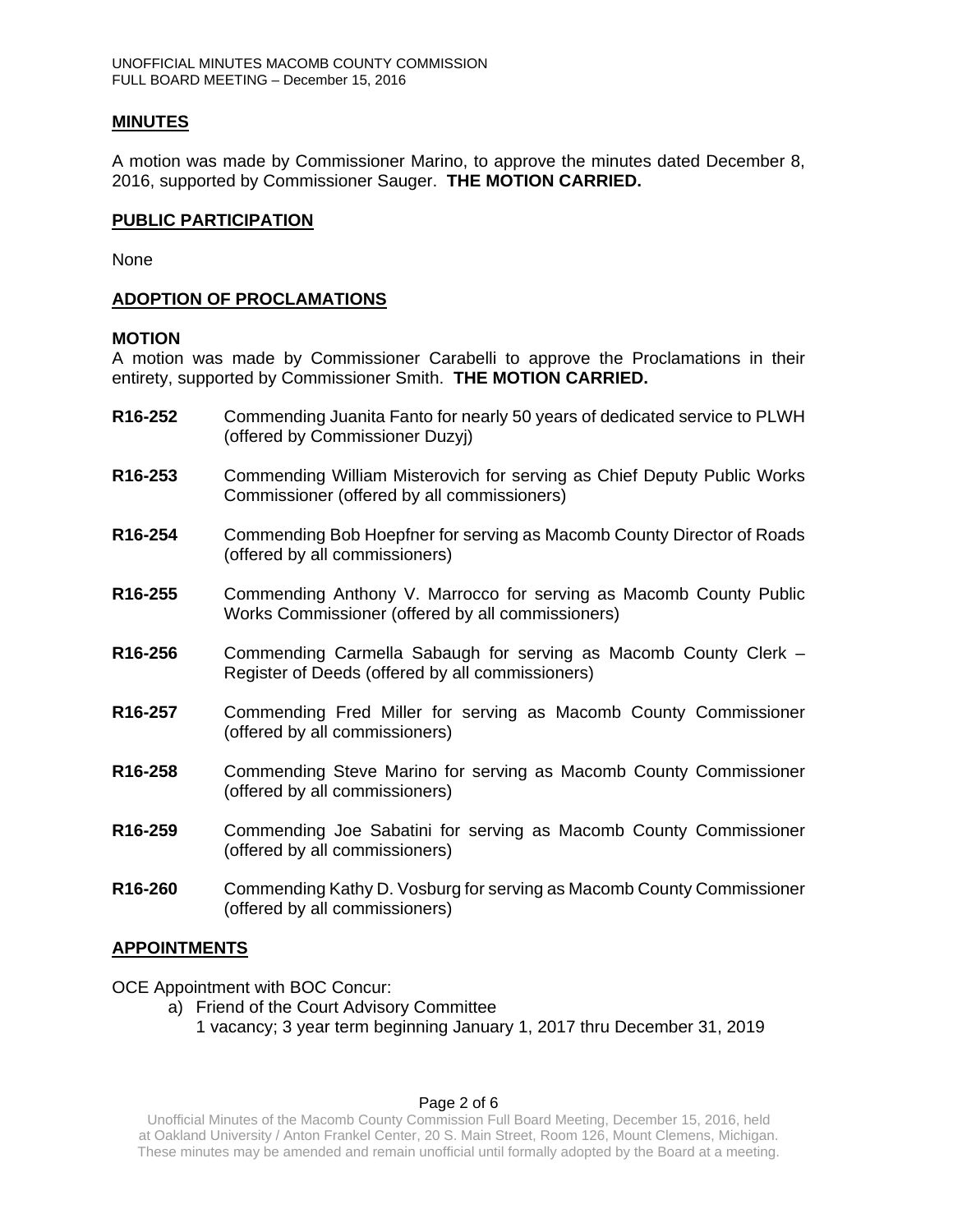## MINUTES

A motion was made by Commissioner Marino, to approve the minutes dated December 8, 2016, supported by Commissioner Sauger. **THE MOTION CARRIED.**

## PUBLIC PARTICIPATION

None

## ADOPTION OF PROCLAMATIONS

**MOTION**

A motion was made by Commissioner Carabelli to approve the Proclamations in their entirety, supported by Commissioner Smith. **THE MOTION CARRIED.**

**R16-252** Commending Juanita Fanto for nearly 50 years of dedicated service to PLWH (offered by Commissioner Duzyj)

**R16-253** Commending William Misterovich for serving as Chief Deputy Public Works Commissioner (offered by all commissioners)

**R16-254** Commending Bob Hoepfner for serving as Macomb County Director of Roads (offered by all commissioners)

**R16-255** Commending Anthony V. Marrocco for serving as Macomb County Public Works Commissioner (offered by all commissioners)

**R16-256** Commending Carmella Sabaugh for serving as Macomb County Clerk – Register of Deeds (offered by all commissioners)

**R16-257** Commending Fred Miller for serving as Macomb County Commissioner (offered by all commissioners)

**R16-258** Commending Steve Marino for serving as Macomb County Commissioner (offered by all commissioners)

**R16-259** Commending Joe Sabatini for serving as Macomb County Commissioner (offered by all commissioners)

**R16-260** Commending Kathy D. Vosburg for serving as Macomb County Commissioner (offered by all commissioners)

## APPOINTMENTS

OCE Appointment with BOC Concur:

a) Friend of the Court Advisory Committee
   1 vacancy; 3 year term beginning January 1, 2017 thru December 31, 2019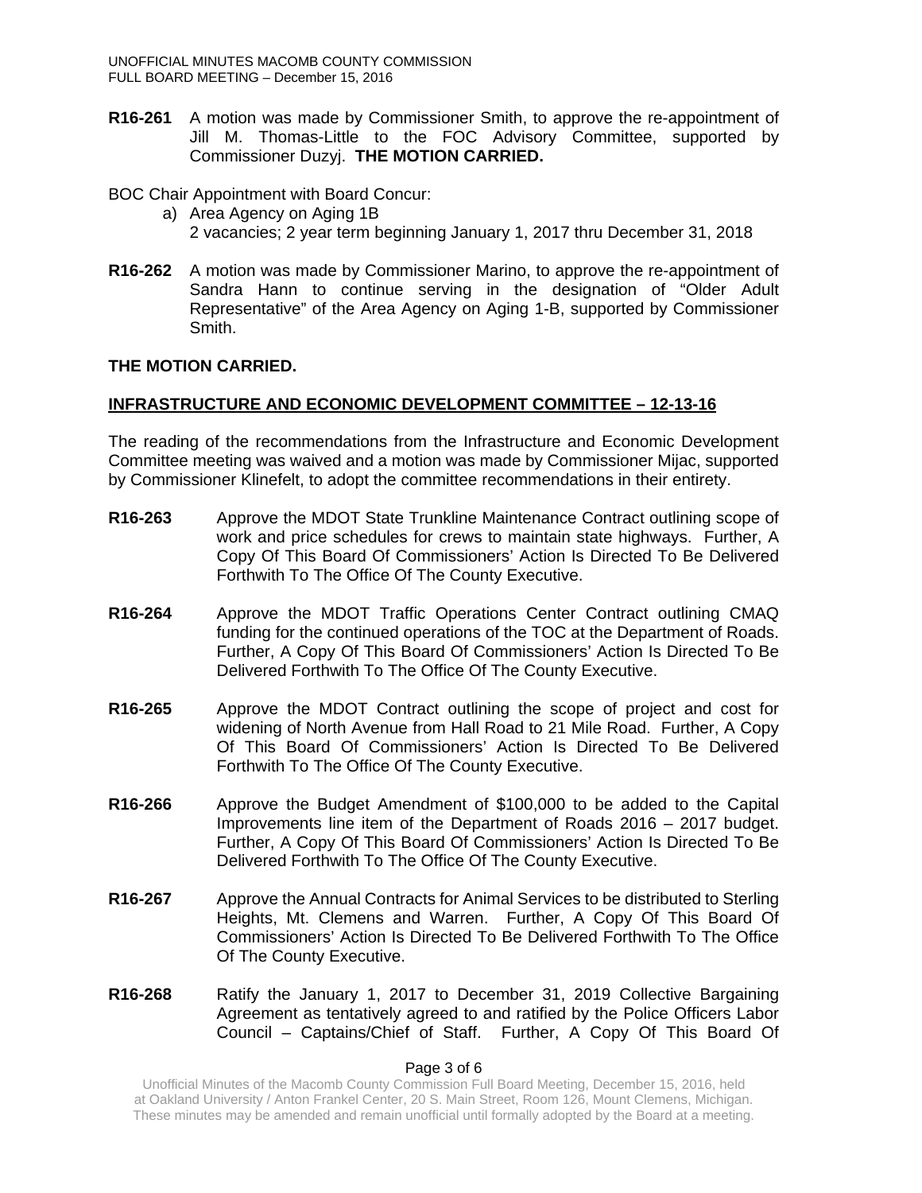**R16-261** A motion was made by Commissioner Smith, to approve the re-appointment of Jill M. Thomas-Little to the FOC Advisory Committee, supported by Commissioner Duzyj. **THE MOTION CARRIED.**

BOC Chair Appointment with Board Concur:

a) Area Agency on Aging 1B
   2 vacancies; 2 year term beginning January 1, 2017 thru December 31, 2018

**R16-262** A motion was made by Commissioner Marino, to approve the re-appointment of Sandra Hann to continue serving in the designation of "Older Adult Representative" of the Area Agency on Aging 1-B, supported by Commissioner Smith.

**THE MOTION CARRIED.**

**INFRASTRUCTURE AND ECONOMIC DEVELOPMENT COMMITTEE – 12-13-16**

The reading of the recommendations from the Infrastructure and Economic Development Committee meeting was waived and a motion was made by Commissioner Mijac, supported by Commissioner Klinefelt, to adopt the committee recommendations in their entirety.

**R16-263** Approve the MDOT State Trunkline Maintenance Contract outlining scope of work and price schedules for crews to maintain state highways. Further, A Copy Of This Board Of Commissioners' Action Is Directed To Be Delivered Forthwith To The Office Of The County Executive.

**R16-264** Approve the MDOT Traffic Operations Center Contract outlining CMAQ funding for the continued operations of the TOC at the Department of Roads. Further, A Copy Of This Board Of Commissioners' Action Is Directed To Be Delivered Forthwith To The Office Of The County Executive.

**R16-265** Approve the MDOT Contract outlining the scope of project and cost for widening of North Avenue from Hall Road to 21 Mile Road. Further, A Copy Of This Board Of Commissioners' Action Is Directed To Be Delivered Forthwith To The Office Of The County Executive.

**R16-266** Approve the Budget Amendment of $100,000 to be added to the Capital Improvements line item of the Department of Roads 2016 – 2017 budget. Further, A Copy Of This Board Of Commissioners' Action Is Directed To Be Delivered Forthwith To The Office Of The County Executive.

**R16-267** Approve the Annual Contracts for Animal Services to be distributed to Sterling Heights, Mt. Clemens and Warren. Further, A Copy Of This Board Of Commissioners' Action Is Directed To Be Delivered Forthwith To The Office Of The County Executive.

**R16-268** Ratify the January 1, 2017 to December 31, 2019 Collective Bargaining Agreement as tentatively agreed to and ratified by the Police Officers Labor Council – Captains/Chief of Staff. Further, A Copy Of This Board Of

Unofficial Minutes of the Macomb County Commission Full Board Meeting, December 15, 2016, held at Oakland University / Anton Frankel Center, 20 S. Main Street, Room 126, Mount Clemens, Michigan. These minutes may be amended and remain unofficial until formally adopted by the Board at a meeting.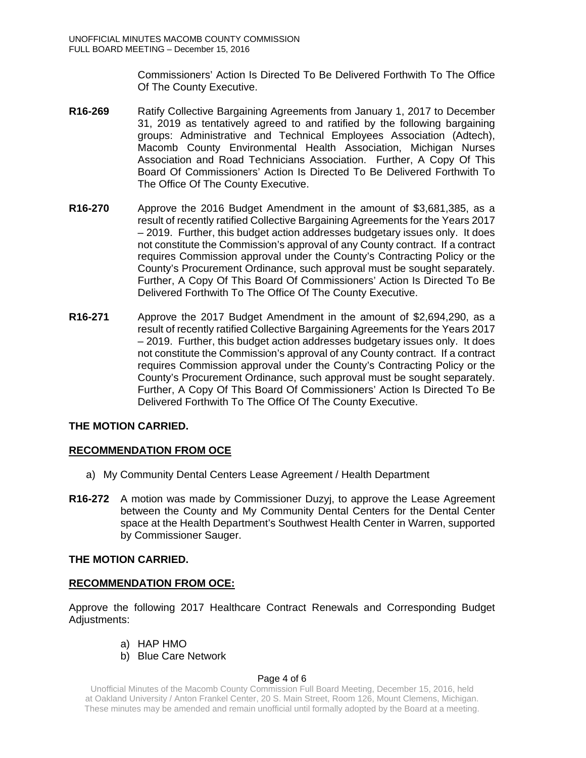Commissioners' Action Is Directed To Be Delivered Forthwith To The Office Of The County Executive.

**R16-269** Ratify Collective Bargaining Agreements from January 1, 2017 to December 31, 2019 as tentatively agreed to and ratified by the following bargaining groups: Administrative and Technical Employees Association (Adtech), Macomb County Environmental Health Association, Michigan Nurses Association and Road Technicians Association. Further, A Copy Of This Board Of Commissioners' Action Is Directed To Be Delivered Forthwith To The Office Of The County Executive.

**R16-270** Approve the 2016 Budget Amendment in the amount of $3,681,385, as a result of recently ratified Collective Bargaining Agreements for the Years 2017 – 2019. Further, this budget action addresses budgetary issues only. It does not constitute the Commission's approval of any County contract. If a contract requires Commission approval under the County's Contracting Policy or the County's Procurement Ordinance, such approval must be sought separately. Further, A Copy Of This Board Of Commissioners' Action Is Directed To Be Delivered Forthwith To The Office Of The County Executive.

**R16-271** Approve the 2017 Budget Amendment in the amount of $2,694,290, as a result of recently ratified Collective Bargaining Agreements for the Years 2017 – 2019. Further, this budget action addresses budgetary issues only. It does not constitute the Commission's approval of any County contract. If a contract requires Commission approval under the County's Contracting Policy or the County's Procurement Ordinance, such approval must be sought separately. Further, A Copy Of This Board Of Commissioners' Action Is Directed To Be Delivered Forthwith To The Office Of The County Executive.

**THE MOTION CARRIED.**

**RECOMMENDATION FROM OCE**

a) My Community Dental Centers Lease Agreement / Health Department

**R16-272** A motion was made by Commissioner Duzyj, to approve the Lease Agreement between the County and My Community Dental Centers for the Dental Center space at the Health Department's Southwest Health Center in Warren, supported by Commissioner Sauger.

**THE MOTION CARRIED.**

**RECOMMENDATION FROM OCE:**

Approve the following 2017 Healthcare Contract Renewals and Corresponding Budget Adjustments:

a) HAP HMO
b) Blue Care Network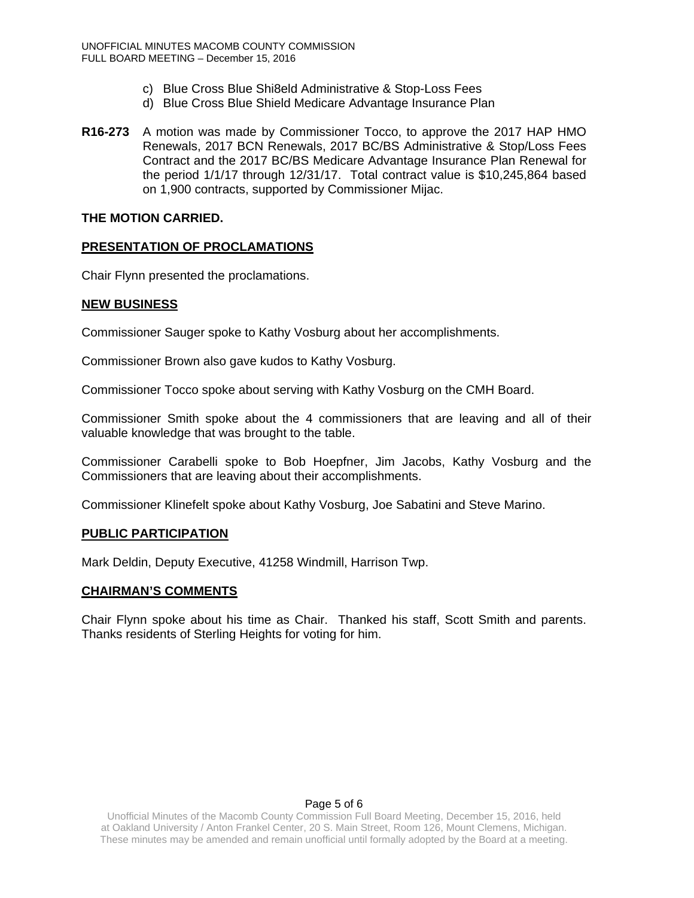c) Blue Cross Blue Shi8eld Administrative & Stop-Loss Fees
d) Blue Cross Blue Shield Medicare Advantage Insurance Plan

**R16-273** A motion was made by Commissioner Tocco, to approve the 2017 HAP HMO Renewals, 2017 BCN Renewals, 2017 BC/BS Administrative & Stop/Loss Fees Contract and the 2017 BC/BS Medicare Advantage Insurance Plan Renewal for the period 1/1/17 through 12/31/17. Total contract value is $10,245,864 based on 1,900 contracts, supported by Commissioner Mijac.

**THE MOTION CARRIED.**

## PRESENTATION OF PROCLAMATIONS

Chair Flynn presented the proclamations.

## NEW BUSINESS

Commissioner Sauger spoke to Kathy Vosburg about her accomplishments.

Commissioner Brown also gave kudos to Kathy Vosburg.

Commissioner Tocco spoke about serving with Kathy Vosburg on the CMH Board.

Commissioner Smith spoke about the 4 commissioners that are leaving and all of their valuable knowledge that was brought to the table.

Commissioner Carabelli spoke to Bob Hoepfner, Jim Jacobs, Kathy Vosburg and the Commissioners that are leaving about their accomplishments.

Commissioner Klinefelt spoke about Kathy Vosburg, Joe Sabatini and Steve Marino.

## PUBLIC PARTICIPATION

Mark Deldin, Deputy Executive, 41258 Windmill, Harrison Twp.

## CHAIRMAN'S COMMENTS

Chair Flynn spoke about his time as Chair. Thanked his staff, Scott Smith and parents. Thanks residents of Sterling Heights for voting for him.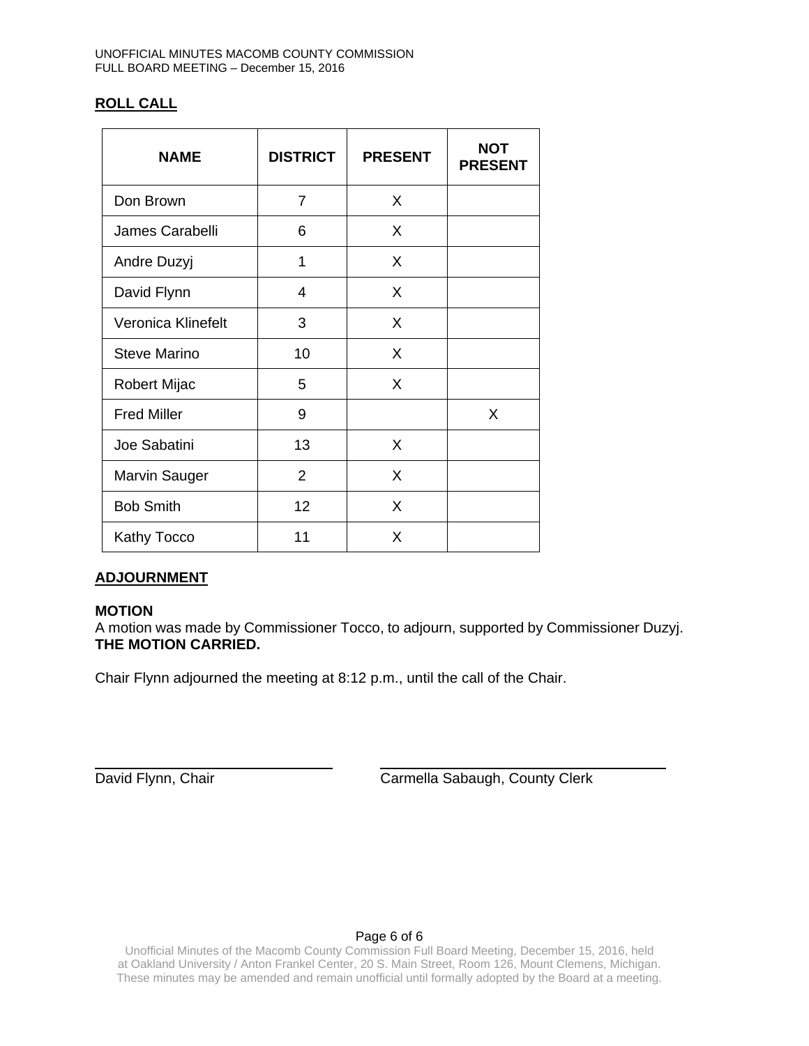## ROLL CALL

| NAME | DISTRICT | PRESENT | NOT PRESENT |
|---|---|---|---|
| Don Brown | 7 | X | |
| James Carabelli | 6 | X | |
| Andre Duzyj | 1 | X | |
| David Flynn | 4 | X | |
| Veronica Klinefelt | 3 | X | |
| Steve Marino | 10 | X | |
| Robert Mijac | 5 | X | |
| Fred Miller | 9 | | X |
| Joe Sabatini | 13 | X | |
| Marvin Sauger | 2 | X | |
| Bob Smith | 12 | X | |
| Kathy Tocco | 11 | X | |

## ADJOURNMENT

**MOTION**
A motion was made by Commissioner Tocco, to adjourn, supported by Commissioner Duzyj.
**THE MOTION CARRIED.**

Chair Flynn adjourned the meeting at 8:12 p.m., until the call of the Chair.

David Flynn, Chair

Carmella Sabaugh, County Clerk

Unofficial Minutes of the Macomb County Commission Full Board Meeting, December 15, 2016, held at Oakland University / Anton Frankel Center, 20 S. Main Street, Room 126, Mount Clemens, Michigan. These minutes may be amended and remain unofficial until formally adopted by the Board at a meeting.